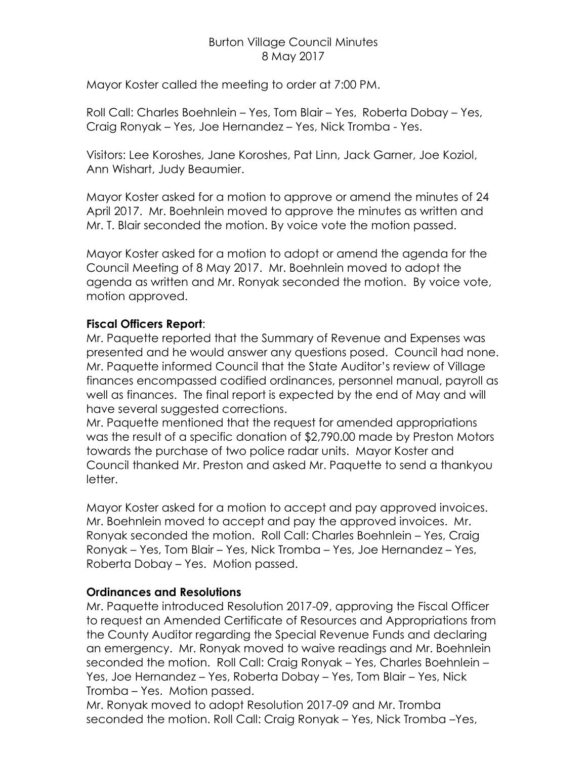# Burton Village Council Minutes
## 8 May 2017

Mayor Koster called the meeting to order at 7:00 PM.

Roll Call: Charles Boehnlein – Yes, Tom Blair – Yes, Roberta Dobay – Yes, Craig Ronyak – Yes, Joe Hernandez – Yes, Nick Tromba - Yes.

Visitors: Lee Koroshes, Jane Koroshes, Pat Linn, Jack Garner, Joe Koziol, Ann Wishart, Judy Beaumier.

Mayor Koster asked for a motion to approve or amend the minutes of 24 April 2017. Mr. Boehnlein moved to approve the minutes as written and Mr. T. Blair seconded the motion. By voice vote the motion passed.

Mayor Koster asked for a motion to adopt or amend the agenda for the Council Meeting of 8 May 2017. Mr. Boehnlein moved to adopt the agenda as written and Mr. Ronyak seconded the motion. By voice vote, motion approved.

**Fiscal Officers Report**:

Mr. Paquette reported that the Summary of Revenue and Expenses was presented and he would answer any questions posed. Council had none. Mr. Paquette informed Council that the State Auditor's review of Village finances encompassed codified ordinances, personnel manual, payroll as well as finances. The final report is expected by the end of May and will have several suggested corrections.

Mr. Paquette mentioned that the request for amended appropriations was the result of a specific donation of $2,790.00 made by Preston Motors towards the purchase of two police radar units. Mayor Koster and Council thanked Mr. Preston and asked Mr. Paquette to send a thankyou letter.

Mayor Koster asked for a motion to accept and pay approved invoices. Mr. Boehnlein moved to accept and pay the approved invoices. Mr. Ronyak seconded the motion. Roll Call: Charles Boehnlein – Yes, Craig Ronyak – Yes, Tom Blair – Yes, Nick Tromba – Yes, Joe Hernandez – Yes, Roberta Dobay – Yes. Motion passed.

**Ordinances and Resolutions**

Mr. Paquette introduced Resolution 2017-09, approving the Fiscal Officer to request an Amended Certificate of Resources and Appropriations from the County Auditor regarding the Special Revenue Funds and declaring an emergency. Mr. Ronyak moved to waive readings and Mr. Boehnlein seconded the motion. Roll Call: Craig Ronyak – Yes, Charles Boehnlein – Yes, Joe Hernandez – Yes, Roberta Dobay – Yes, Tom Blair – Yes, Nick Tromba – Yes. Motion passed.

Mr. Ronyak moved to adopt Resolution 2017-09 and Mr. Tromba seconded the motion. Roll Call: Craig Ronyak – Yes, Nick Tromba –Yes,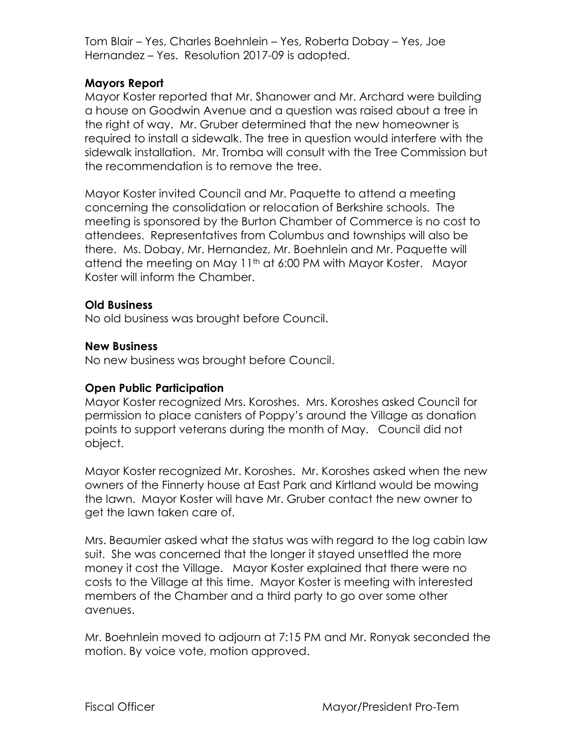Tom Blair – Yes, Charles Boehnlein – Yes, Roberta Dobay – Yes, Joe Hernandez – Yes. Resolution 2017-09 is adopted.

**Mayors Report**

Mayor Koster reported that Mr. Shanower and Mr. Archard were building a house on Goodwin Avenue and a question was raised about a tree in the right of way. Mr. Gruber determined that the new homeowner is required to install a sidewalk. The tree in question would interfere with the sidewalk installation. Mr. Tromba will consult with the Tree Commission but the recommendation is to remove the tree.

Mayor Koster invited Council and Mr. Paquette to attend a meeting concerning the consolidation or relocation of Berkshire schools. The meeting is sponsored by the Burton Chamber of Commerce is no cost to attendees. Representatives from Columbus and townships will also be there. Ms. Dobay, Mr. Hernandez, Mr. Boehnlein and Mr. Paquette will attend the meeting on May 11th at 6:00 PM with Mayor Koster. Mayor Koster will inform the Chamber.

**Old Business**

No old business was brought before Council.

**New Business**

No new business was brought before Council.

**Open Public Participation**

Mayor Koster recognized Mrs. Koroshes. Mrs. Koroshes asked Council for permission to place canisters of Poppy's around the Village as donation points to support veterans during the month of May. Council did not object.

Mayor Koster recognized Mr. Koroshes. Mr. Koroshes asked when the new owners of the Finnerty house at East Park and Kirtland would be mowing the lawn. Mayor Koster will have Mr. Gruber contact the new owner to get the lawn taken care of.

Mrs. Beaumier asked what the status was with regard to the log cabin law suit. She was concerned that the longer it stayed unsettled the more money it cost the Village. Mayor Koster explained that there were no costs to the Village at this time. Mayor Koster is meeting with interested members of the Chamber and a third party to go over some other avenues.

Mr. Boehnlein moved to adjourn at 7:15 PM and Mr. Ronyak seconded the motion. By voice vote, motion approved.

Fiscal Officer                                                  Mayor/President Pro-Tem